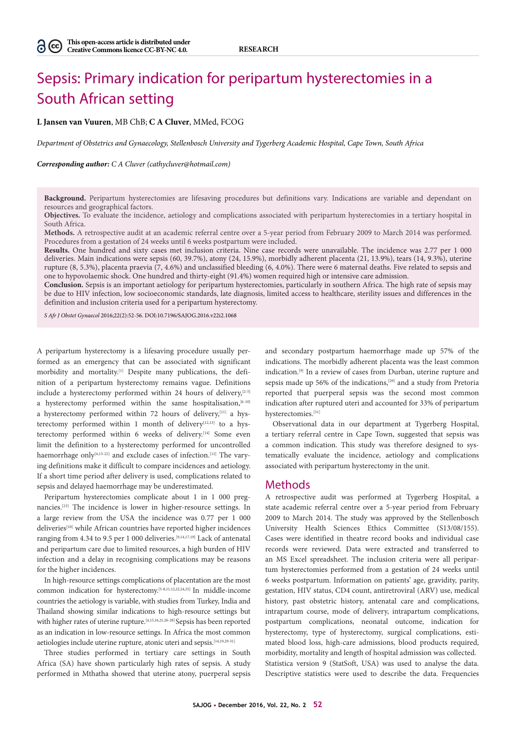This open-access article is distributed under Creative Commons licence CC-BY-NC 4.0.

RESEARCH

# Sepsis: Primary indication for peripartum hysterectomies in a South African setting

**L Jansen van Vuuren**, MB ChB; **C A Cluver**, MMed, FCOG

*Department of Obstetrics and Gynaecology, Stellenbosch University and Tygerberg Academic Hospital, Cape Town, South Africa*

***Corresponding author:** C A Cluver (cathycluver@hotmail.com)*

**Background.** Peripartum hysterectomies are lifesaving procedures but definitions vary. Indications are variable and dependant on resources and geographical factors.

**Objectives.** To evaluate the incidence, aetiology and complications associated with peripartum hysterectomies in a tertiary hospital in South Africa.

**Methods.** A retrospective audit at an academic referral centre over a 5-year period from February 2009 to March 2014 was performed. Procedures from a gestation of 24 weeks until 6 weeks postpartum were included.

**Results.** One hundred and sixty cases met inclusion criteria. Nine case records were unavailable. The incidence was 2.77 per 1 000 deliveries. Main indications were sepsis (60, 39.7%), atony (24, 15.9%), morbidly adherent placenta (21, 13.9%), tears (14, 9.3%), uterine rupture (8, 5.3%), placenta praevia (7, 4.6%) and unclassified bleeding (6, 4.0%). There were 6 maternal deaths. Five related to sepsis and one to hypovolaemic shock. One hundred and thirty-eight (91.4%) women required high or intensive care admission.

**Conclusion.** Sepsis is an important aetiology for peripartum hysterectomies, particularly in southern Africa. The high rate of sepsis may be due to HIV infection, low socioeconomic standards, late diagnosis, limited access to healthcare, sterility issues and differences in the definition and inclusion criteria used for a peripartum hysterectomy.

*S Afr J Obstet Gynaecol* 2016;22(2):52-56. DOI:10.7196/SAJOG.2016.v22i2.1068

A peripartum hysterectomy is a lifesaving procedure usually performed as an emergency that can be associated with significant morbidity and mortality.[1] Despite many publications, the definition of a peripartum hysterectomy remains vague. Definitions include a hysterectomy performed within 24 hours of delivery,[2-5] a hysterectomy performed within the same hospitalisation,[6-10] a hysterectomy performed within 72 hours of delivery,[11] a hysterectomy performed within 1 month of delivery[12,13] to a hysterectomy performed within 6 weeks of delivery.[14] Some even limit the definition to a hysterectomy performed for uncontrolled haemorrhage only[4,15-22] and exclude cases of infection.[12] The varying definitions make it difficult to compare incidences and aetiology. If a short time period after delivery is used, complications related to sepsis and delayed haemorrhage may be underestimated.

Peripartum hysterectomies complicate about 1 in 1 000 pregnancies.[23] The incidence is lower in higher-resource settings. In a large review from the USA the incidence was 0.77 per 1 000 deliveries[10] while African countries have reported higher incidences ranging from 4.34 to 9.5 per 1 000 deliveries.[9,14,17,19] Lack of antenatal and peripartum care due to limited resources, a high burden of HIV infection and a delay in recognising complications may be reasons for the higher incidences.

In high-resource settings complications of placentation are the most common indication for hysterectomy.[5-8,11,12,22,24,25] In middle-income countries the aetiology is variable, with studies from Turkey, India and Thailand showing similar indications to high-resource settings but with higher rates of uterine rupture.[4,15,16,21,26-28] Sepsis has been reported as an indication in low-resource settings. In Africa the most common aetiologies include uterine rupture, atonic uteri and sepsis.[14,19,29-31]

Three studies performed in tertiary care settings in South Africa (SA) have shown particularly high rates of sepsis. A study performed in Mthatha showed that uterine atony, puerperal sepsis and secondary postpartum haemorrhage made up 57% of the indications. The morbidly adherent placenta was the least common indication.[9] In a review of cases from Durban, uterine rupture and sepsis made up 56% of the indications,[29] and a study from Pretoria reported that puerperal sepsis was the second most common indication after ruptured uteri and accounted for 33% of peripartum hysterectomies.[31]

Observational data in our department at Tygerberg Hospital, a tertiary referral centre in Cape Town, suggested that sepsis was a common indication. This study was therefore designed to systematically evaluate the incidence, aetiology and complications associated with peripartum hysterectomy in the unit.

## Methods

A retrospective audit was performed at Tygerberg Hospital, a state academic referral centre over a 5-year period from February 2009 to March 2014. The study was approved by the Stellenbosch University Health Sciences Ethics Committee (S13/08/155). Cases were identified in theatre record books and individual case records were reviewed. Data were extracted and transferred to an MS Excel spreadsheet. The inclusion criteria were all peripartum hysterectomies performed from a gestation of 24 weeks until 6 weeks postpartum. Information on patients' age, gravidity, parity, gestation, HIV status, CD4 count, antiretroviral (ARV) use, medical history, past obstetric history, antenatal care and complications, intrapartum course, mode of delivery, intrapartum complications, postpartum complications, neonatal outcome, indication for hysterectomy, type of hysterectomy, surgical complications, estimated blood loss, high-care admissions, blood products required, morbidity, mortality and length of hospital admission was collected. Statistica version 9 (StatSoft, USA) was used to analyse the data. Descriptive statistics were used to describe the data. Frequencies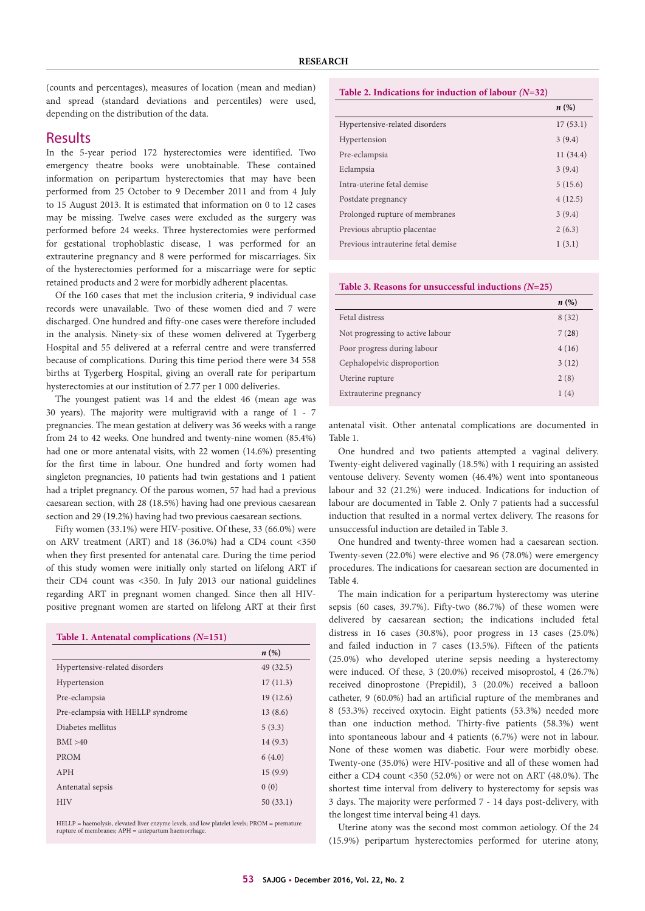(counts and percentages), measures of location (mean and median) and spread (standard deviations and percentiles) were used, depending on the distribution of the data.

## Results

In the 5-year period 172 hysterectomies were identified. Two emergency theatre books were unobtainable. These contained information on peripartum hysterectomies that may have been performed from 25 October to 9 December 2011 and from 4 July to 15 August 2013. It is estimated that information on 0 to 12 cases may be missing. Twelve cases were excluded as the surgery was performed before 24 weeks. Three hysterectomies were performed for gestational trophoblastic disease, 1 was performed for an extrauterine pregnancy and 8 were performed for miscarriages. Six of the hysterectomies performed for a miscarriage were for septic retained products and 2 were for morbidly adherent placentas.

Of the 160 cases that met the inclusion criteria, 9 individual case records were unavailable. Two of these women died and 7 were discharged. One hundred and fifty-one cases were therefore included in the analysis. Ninety-six of these women delivered at Tygerberg Hospital and 55 delivered at a referral centre and were transferred because of complications. During this time period there were 34 558 births at Tygerberg Hospital, giving an overall rate for peripartum hysterectomies at our institution of 2.77 per 1 000 deliveries.

The youngest patient was 14 and the eldest 46 (mean age was 30 years). The majority were multigravid with a range of 1 - 7 pregnancies. The mean gestation at delivery was 36 weeks with a range from 24 to 42 weeks. One hundred and twenty-nine women (85.4%) had one or more antenatal visits, with 22 women (14.6%) presenting for the first time in labour. One hundred and forty women had singleton pregnancies, 10 patients had twin gestations and 1 patient had a triplet pregnancy. Of the parous women, 57 had had a previous caesarean section, with 28 (18.5%) having had one previous caesarean section and 29 (19.2%) having had two previous caesarean sections.

Fifty women (33.1%) were HIV-positive. Of these, 33 (66.0%) were on ARV treatment (ART) and 18 (36.0%) had a CD4 count <350 when they first presented for antenatal care. During the time period of this study women were initially only started on lifelong ART if their CD4 count was <350. In July 2013 our national guidelines regarding ART in pregnant women changed. Since then all HIV-positive pregnant women are started on lifelong ART at their first antenatal visit. Other antenatal complications are documented in Table 1.

**Table 1. Antenatal complications (*N*=151)**

| | *n* (%) |
|---|---|
| Hypertensive-related disorders | 49 (32.5) |
| Hypertension | 17 (11.3) |
| Pre-eclampsia | 19 (12.6) |
| Pre-eclampsia with HELLP syndrome | 13 (8.6) |
| Diabetes mellitus | 5 (3.3) |
| BMI >40 | 14 (9.3) |
| PROM | 6 (4.0) |
| APH | 15 (9.9) |
| Antenatal sepsis | 0 (0) |
| HIV | 50 (33.1) |

HELLP = haemolysis, elevated liver enzyme levels, and low platelet levels; PROM = premature rupture of membranes; APH = antepartum haemorrhage.

One hundred and two patients attempted a vaginal delivery. Twenty-eight delivered vaginally (18.5%) with 1 requiring an assisted ventouse delivery. Seventy women (46.4%) went into spontaneous labour and 32 (21.2%) were induced. Indications for induction of labour are documented in Table 2. Only 7 patients had a successful induction that resulted in a normal vertex delivery. The reasons for unsuccessful induction are detailed in Table 3.

**Table 2. Indications for induction of labour (*N*=32)**

| | *n* (%) |
|---|---|
| Hypertensive-related disorders | 17 (53.1) |
| Hypertension | 3 (9.4) |
| Pre-eclampsia | 11 (34.4) |
| Eclampsia | 3 (9.4) |
| Intra-uterine fetal demise | 5 (15.6) |
| Postdate pregnancy | 4 (12.5) |
| Prolonged rupture of membranes | 3 (9.4) |
| Previous abruptio placentae | 2 (6.3) |
| Previous intrauterine fetal demise | 1 (3.1) |

**Table 3. Reasons for unsuccessful inductions (*N*=25)**

| | *n* (%) |
|---|---|
| Fetal distress | 8 (32) |
| Not progressing to active labour | 7 (28) |
| Poor progress during labour | 4 (16) |
| Cephalopelvic disproportion | 3 (12) |
| Uterine rupture | 2 (8) |
| Extrauterine pregnancy | 1 (4) |

One hundred and twenty-three women had a caesarean section. Twenty-seven (22.0%) were elective and 96 (78.0%) were emergency procedures. The indications for caesarean section are documented in Table 4.

The main indication for a peripartum hysterectomy was uterine sepsis (60 cases, 39.7%). Fifty-two (86.7%) of these women were delivered by caesarean section; the indications included fetal distress in 16 cases (30.8%), poor progress in 13 cases (25.0%) and failed induction in 7 cases (13.5%). Fifteen of the patients (25.0%) who developed uterine sepsis needing a hysterectomy were induced. Of these, 3 (20.0%) received misoprostol, 4 (26.7%) received dinoprostone (Prepidil), 3 (20.0%) received a balloon catheter, 9 (60.0%) had an artificial rupture of the membranes and 8 (53.3%) received oxytocin. Eight patients (53.3%) needed more than one induction method. Thirty-five patients (58.3%) went into spontaneous labour and 4 patients (6.7%) were not in labour. None of these women was diabetic. Four were morbidly obese. Twenty-one (35.0%) were HIV-positive and all of these women had either a CD4 count <350 (52.0%) or were not on ART (48.0%). The shortest time interval from delivery to hysterectomy for sepsis was 3 days. The majority were performed 7 - 14 days post-delivery, with the longest time interval being 41 days.

Uterine atony was the second most common aetiology. Of the 24 (15.9%) peripartum hysterectomies performed for uterine atony,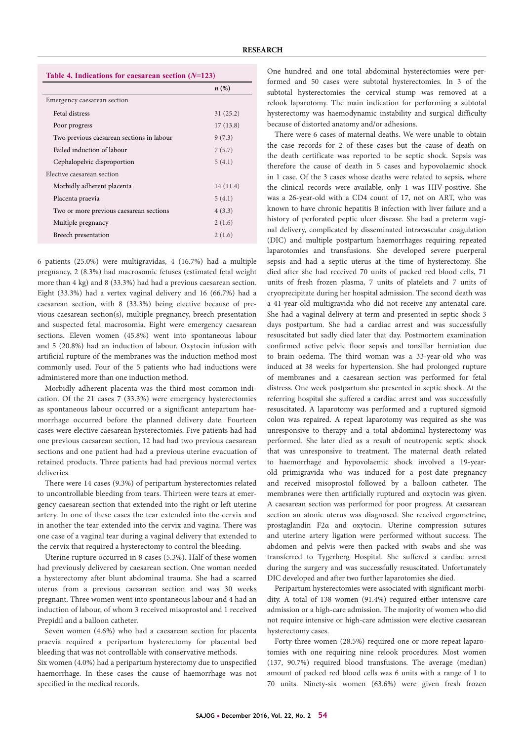**Table 4. Indications for caesarean section (*N*=123)**

| | *n* (%) |
|---|---|
| Emergency caesarean section | |
| Fetal distress | 31 (25.2) |
| Poor progress | 17 (13.8) |
| Two previous caesarean sections in labour | 9 (7.3) |
| Failed induction of labour | 7 (5.7) |
| Cephalopelvic disproportion | 5 (4.1) |
| Elective caesarean section | |
| Morbidly adherent placenta | 14 (11.4) |
| Placenta praevia | 5 (4.1) |
| Two or more previous caesarean sections | 4 (3.3) |
| Multiple pregnancy | 2 (1.6) |
| Breech presentation | 2 (1.6) |

6 patients (25.0%) were multigravidas, 4 (16.7%) had a multiple pregnancy, 2 (8.3%) had macrosomic fetuses (estimated fetal weight more than 4 kg) and 8 (33.3%) had had a previous caesarean section. Eight (33.3%) had a vertex vaginal delivery and 16 (66.7%) had a caesarean section, with 8 (33.3%) being elective because of previous caesarean section(s), multiple pregnancy, breech presentation and suspected fetal macrosomia. Eight were emergency caesarean sections. Eleven women (45.8%) went into spontaneous labour and 5 (20.8%) had an induction of labour. Oxytocin infusion with artificial rupture of the membranes was the induction method most commonly used. Four of the 5 patients who had inductions were administered more than one induction method.

Morbidly adherent placenta was the third most common indication. Of the 21 cases 7 (33.3%) were emergency hysterectomies as spontaneous labour occurred or a significant antepartum haemorrhage occurred before the planned delivery date. Fourteen cases were elective caesarean hysterectomies. Five patients had had one previous caesarean section, 12 had had two previous caesarean sections and one patient had had a previous uterine evacuation of retained products. Three patients had had previous normal vertex deliveries.

There were 14 cases (9.3%) of peripartum hysterectomies related to uncontrollable bleeding from tears. Thirteen were tears at emergency caesarean section that extended into the right or left uterine artery. In one of these cases the tear extended into the cervix and in another the tear extended into the cervix and vagina. There was one case of a vaginal tear during a vaginal delivery that extended to the cervix that required a hysterectomy to control the bleeding.

Uterine rupture occurred in 8 cases (5.3%). Half of these women had previously delivered by caesarean section. One woman needed a hysterectomy after blunt abdominal trauma. She had a scarred uterus from a previous caesarean section and was 30 weeks pregnant. Three women went into spontaneous labour and 4 had an induction of labour, of whom 3 received misoprostol and 1 received Prepidil and a balloon catheter.

Seven women (4.6%) who had a caesarean section for placenta praevia required a peripartum hysterectomy for placental bed bleeding that was not controllable with conservative methods.

Six women (4.0%) had a peripartum hysterectomy due to unspecified haemorrhage. In these cases the cause of haemorrhage was not specified in the medical records.

One hundred and one total abdominal hysterectomies were performed and 50 cases were subtotal hysterectomies. In 3 of the subtotal hysterectomies the cervical stump was removed at a relook laparotomy. The main indication for performing a subtotal hysterectomy was haemodynamic instability and surgical difficulty because of distorted anatomy and/or adhesions.

There were 6 cases of maternal deaths. We were unable to obtain the case records for 2 of these cases but the cause of death on the death certificate was reported to be septic shock. Sepsis was therefore the cause of death in 5 cases and hypovolaemic shock in 1 case. Of the 3 cases whose deaths were related to sepsis, where the clinical records were available, only 1 was HIV-positive. She was a 26-year-old with a CD4 count of 17, not on ART, who was known to have chronic hepatitis B infection with liver failure and a history of perforated peptic ulcer disease. She had a preterm vaginal delivery, complicated by disseminated intravascular coagulation (DIC) and multiple postpartum haemorrhages requiring repeated laparotomies and transfusions. She developed severe puerperal sepsis and had a septic uterus at the time of hysterectomy. She died after she had received 70 units of packed red blood cells, 71 units of fresh frozen plasma, 7 units of platelets and 7 units of cryoprecipitate during her hospital admission. The second death was a 41-year-old multigravida who did not receive any antenatal care. She had a vaginal delivery at term and presented in septic shock 3 days postpartum. She had a cardiac arrest and was successfully resuscitated but sadly died later that day. Postmortem examination confirmed active pelvic floor sepsis and tonsillar herniation due to brain oedema. The third woman was a 33-year-old who was induced at 38 weeks for hypertension. She had prolonged rupture of membranes and a caesarean section was performed for fetal distress. One week postpartum she presented in septic shock. At the referring hospital she suffered a cardiac arrest and was successfully resuscitated. A laparotomy was performed and a ruptured sigmoid colon was repaired. A repeat laparotomy was required as she was unresponsive to therapy and a total abdominal hysterectomy was performed. She later died as a result of neutropenic septic shock that was unresponsive to treatment. The maternal death related to haemorrhage and hypovolaemic shock involved a 19-year-old primigravida who was induced for a post-date pregnancy and received misoprostol followed by a balloon catheter. The membranes were then artificially ruptured and oxytocin was given. A caesarean section was performed for poor progress. At caesarean section an atonic uterus was diagnosed. She received ergometrine, prostaglandin F2α and oxytocin. Uterine compression sutures and uterine artery ligation were performed without success. The abdomen and pelvis were then packed with swabs and she was transferred to Tygerberg Hospital. She suffered a cardiac arrest during the surgery and was successfully resuscitated. Unfortunately DIC developed and after two further laparotomies she died.

Peripartum hysterectomies were associated with significant morbidity. A total of 138 women (91.4%) required either intensive care admission or a high-care admission. The majority of women who did not require intensive or high-care admission were elective caesarean hysterectomy cases.

Forty-three women (28.5%) required one or more repeat laparotomies with one requiring nine relook procedures. Most women (137, 90.7%) required blood transfusions. The average (median) amount of packed red blood cells was 6 units with a range of 1 to 70 units. Ninety-six women (63.6%) were given fresh frozen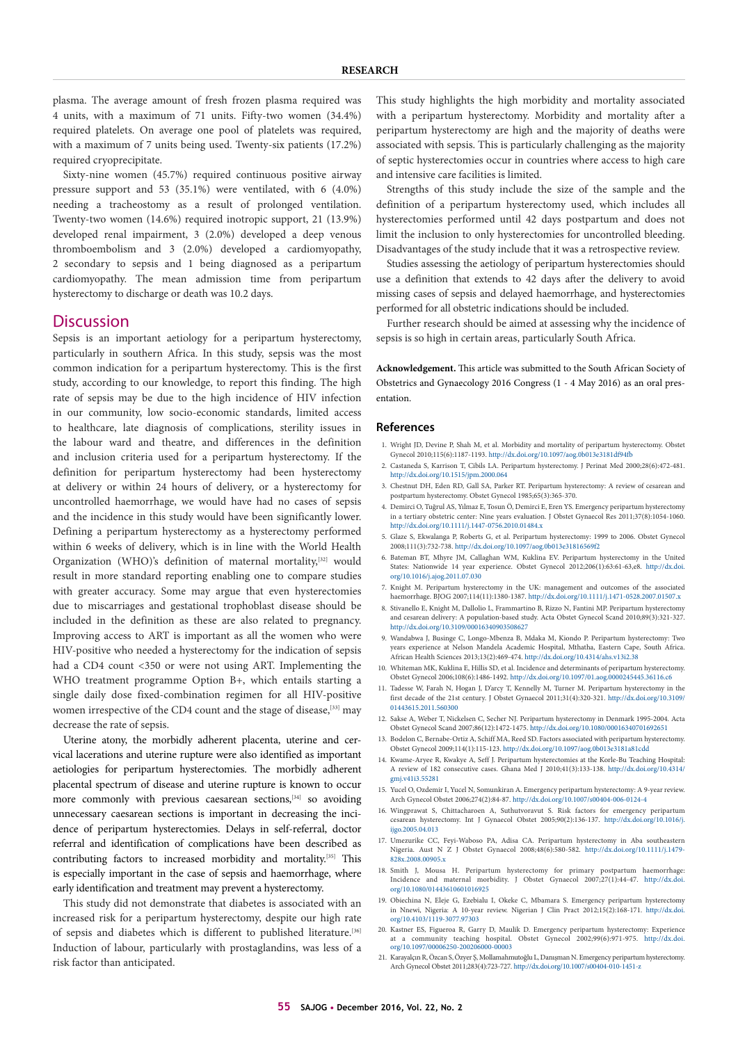plasma. The average amount of fresh frozen plasma required was 4 units, with a maximum of 71 units. Fifty-two women (34.4%) required platelets. On average one pool of platelets was required, with a maximum of 7 units being used. Twenty-six patients (17.2%) required cryoprecipitate.

Sixty-nine women (45.7%) required continuous positive airway pressure support and 53 (35.1%) were ventilated, with 6 (4.0%) needing a tracheostomy as a result of prolonged ventilation. Twenty-two women (14.6%) required inotropic support, 21 (13.9%) developed renal impairment, 3 (2.0%) developed a deep venous thromboembolism and 3 (2.0%) developed a cardiomyopathy, 2 secondary to sepsis and 1 being diagnosed as a peripartum cardiomyopathy. The mean admission time from peripartum hysterectomy to discharge or death was 10.2 days.

## Discussion

Sepsis is an important aetiology for a peripartum hysterectomy, particularly in southern Africa. In this study, sepsis was the most common indication for a peripartum hysterectomy. This is the first study, according to our knowledge, to report this finding. The high rate of sepsis may be due to the high incidence of HIV infection in our community, low socio-economic standards, limited access to healthcare, late diagnosis of complications, sterility issues in the labour ward and theatre, and differences in the definition and inclusion criteria used for a peripartum hysterectomy. If the definition for peripartum hysterectomy had been hysterectomy at delivery or within 24 hours of delivery, or a hysterectomy for uncontrolled haemorrhage, we would have had no cases of sepsis and the incidence in this study would have been significantly lower. Defining a peripartum hysterectomy as a hysterectomy performed within 6 weeks of delivery, which is in line with the World Health Organization (WHO)'s definition of maternal mortality,[32] would result in more standard reporting enabling one to compare studies with greater accuracy. Some may argue that even hysterectomies due to miscarriages and gestational trophoblast disease should be included in the definition as these are also related to pregnancy. Improving access to ART is important as all the women who were HIV-positive who needed a hysterectomy for the indication of sepsis had a CD4 count <350 or were not using ART. Implementing the WHO treatment programme Option B+, which entails starting a single daily dose fixed-combination regimen for all HIV-positive women irrespective of the CD4 count and the stage of disease,[33] may decrease the rate of sepsis.

Uterine atony, the morbidly adherent placenta, uterine and cervical lacerations and uterine rupture were also identified as important aetiologies for peripartum hysterectomies. The morbidly adherent placental spectrum of disease and uterine rupture is known to occur more commonly with previous caesarean sections,[34] so avoiding unnecessary caesarean sections is important in decreasing the incidence of peripartum hysterectomies. Delays in self-referral, doctor referral and identification of complications have been described as contributing factors to increased morbidity and mortality.[35] This is especially important in the case of sepsis and haemorrhage, where early identification and treatment may prevent a hysterectomy.

This study did not demonstrate that diabetes is associated with an increased risk for a peripartum hysterectomy, despite our high rate of sepsis and diabetes which is different to published literature.[36] Induction of labour, particularly with prostaglandins, was less of a risk factor than anticipated.

This study highlights the high morbidity and mortality associated with a peripartum hysterectomy. Morbidity and mortality after a peripartum hysterectomy are high and the majority of deaths were associated with sepsis. This is particularly challenging as the majority of septic hysterectomies occur in countries where access to high care and intensive care facilities is limited.

Strengths of this study include the size of the sample and the definition of a peripartum hysterectomy used, which includes all hysterectomies performed until 42 days postpartum and does not limit the inclusion to only hysterectomies for uncontrolled bleeding. Disadvantages of the study include that it was a retrospective review.

Studies assessing the aetiology of peripartum hysterectomies should use a definition that extends to 42 days after the delivery to avoid missing cases of sepsis and delayed haemorrhage, and hysterectomies performed for all obstetric indications should be included.

Further research should be aimed at assessing why the incidence of sepsis is so high in certain areas, particularly South Africa.

**Acknowledgement.** This article was submitted to the South African Society of Obstetrics and Gynaecology 2016 Congress (1 - 4 May 2016) as an oral presentation.

## References

1. Wright JD, Devine P, Shah M, et al. Morbidity and mortality of peripartum hysterectomy. Obstet Gynecol 2010;115(6):1187-1193. http://dx.doi.org/10.1097/aog.0b013e3181df94fb
2. Castaneda S, Karrison T, Cibils LA. Peripartum hysterectomy. J Perinat Med 2000;28(6):472-481. http://dx.doi.org/10.1515/jpm.2000.064
3. Chestnut DH, Eden RD, Gall SA, Parker RT. Peripartum hysterectomy: A review of cesarean and postpartum hysterectomy. Obstet Gynecol 1985;65(3):365-370.
4. Demirci O, Tuğrul AS, Yılmaz E, Tosun Ö, Demirci E, Eren YS. Emergency peripartum hysterectomy in a tertiary obstetric center: Nine years evaluation. J Obstet Gynaecol Res 2011;37(8):1054-1060. http://dx.doi.org/10.1111/j.1447-0756.2010.01484.x
5. Glaze S, Ekwalanga P, Roberts G, et al. Peripartum hysterectomy: 1999 to 2006. Obstet Gynecol 2008;111(3):732-738. http://dx.doi.org/10.1097/aog.0b013e31816569f2
6. Bateman BT, Mhyre JM, Callaghan WM, Kuklina EV. Peripartum hysterectomy in the United States: Nationwide 14 year experience. Obstet Gynecol 2012;206(1):63:61-63,e8. http://dx.doi.org/10.1016/j.ajog.2011.07.030
7. Knight M. Peripartum hysterectomy in the UK: management and outcomes of the associated haemorrhage. BJOG 2007;114(11):1380-1387. http://dx.doi.org/10.1111/j.1471-0528.2007.01507.x
8. Stivanello E, Knight M, Dallolio L, Frammartino B, Rizzo N, Fantini MP. Peripartum hysterectomy and cesarean delivery: A population-based study. Acta Obstet Gynecol Scand 2010;89(3):321-327. http://dx.doi.org/10.3109/00016340903508627
9. Wandabwa J, Businge C, Longo-Mbenza B, Mdaka M, Kiondo P. Peripartum hysterectomy: Two years experience at Nelson Mandela Academic Hospital, Mthatha, Eastern Cape, South Africa. African Health Sciences 2013;13(2):469-474. http://dx.doi.org/10.4314/ahs.v13i2.38
10. Whiteman MK, Kuklina E, Hillis SD, et al. Incidence and determinants of peripartum hysterectomy. Obstet Gynecol 2006;108(6):1486-1492. http://dx.doi.org/10.1097/01.aog.0000245445.36116.c6
11. Tadesse W, Farah N, Hogan J, D'arcy T, Kennelly M, Turner M. Peripartum hysterectomy in the first decade of the 21st century. J Obstet Gynaecol 2011;31(4):320-321. http://dx.doi.org/10.3109/01443615.2011.560300
12. Sakse A, Weber T, Nickelsen C, Secher NJ. Peripartum hysterectomy in Denmark 1995-2004. Acta Obstet Gynecol Scand 2007;86(12):1472-1475. http://dx.doi.org/10.1080/00016340701692651
13. Bodelon C, Bernabe-Ortiz A, Schiff MA, Reed SD. Factors associated with peripartum hysterectomy. Obstet Gynecol 2009;114(1):115-123. http://dx.doi.org/10.1097/aog.0b013e3181a81cdd
14. Kwame-Aryee R, Kwakye A, Seff J. Peripartum hysterectomies at the Korle-Bu Teaching Hospital: A review of 182 consecutive cases. Ghana Med J 2010;41(3):133-138. http://dx.doi.org/10.4314/gmj.v41i3.55281
15. Yucel O, Ozdemir I, Yucel N, Somunkiran A. Emergency peripartum hysterectomy: A 9-year review. Arch Gynecol Obstet 2006;274(2):84-87. http://dx.doi.org/10.1007/s00404-006-0124-4
16. Wingprawat S, Chittacharoen A, Suthutvoravut S. Risk factors for emergency peripartum cesarean hysterectomy. Int J Gynaecol Obstet 2005;90(2):136-137. http://dx.doi.org/10.1016/j.ijgo.2005.04.013
17. Umezurike CC, Feyi-Waboso PA, Adisa CA. Peripartum hysterectomy in Aba southeastern Nigeria. Aust N Z J Obstet Gynaecol 2008;48(6):580-582. http://dx.doi.org/10.1111/j.1479-828x.2008.00905.x
18. Smith J, Mousa H. Peripartum hysterectomy for primary postpartum haemorrhage: Incidence and maternal morbidity. J Obstet Gynaecol 2007;27(1):44-47. http://dx.doi.org/10.1080/01443610601016925
19. Obiechina N, Eleje G, Ezebialu I, Okeke C, Mbamara S. Emergency peripartum hysterectomy in Nnewi, Nigeria: A 10-year review. Nigerian J Clin Pract 2012;15(2):168-171. http://dx.doi.org/10.4103/1119-3077.97303
20. Kastner ES, Figueroa R, Garry D, Maulik D. Emergency peripartum hysterectomy: Experience at a community teaching hospital. Obstet Gynecol 2002;99(6):971-975. http://dx.doi.org/10.1097/00006250-200206000-00003
21. Karayalçın R, Özcan S, Özyer Ş, Mollamahmutoğlu L, Danışman N. Emergency peripartum hysterectomy. Arch Gynecol Obstet 2011;283(4):723-727. http://dx.doi.org/10.1007/s00404-010-1451-z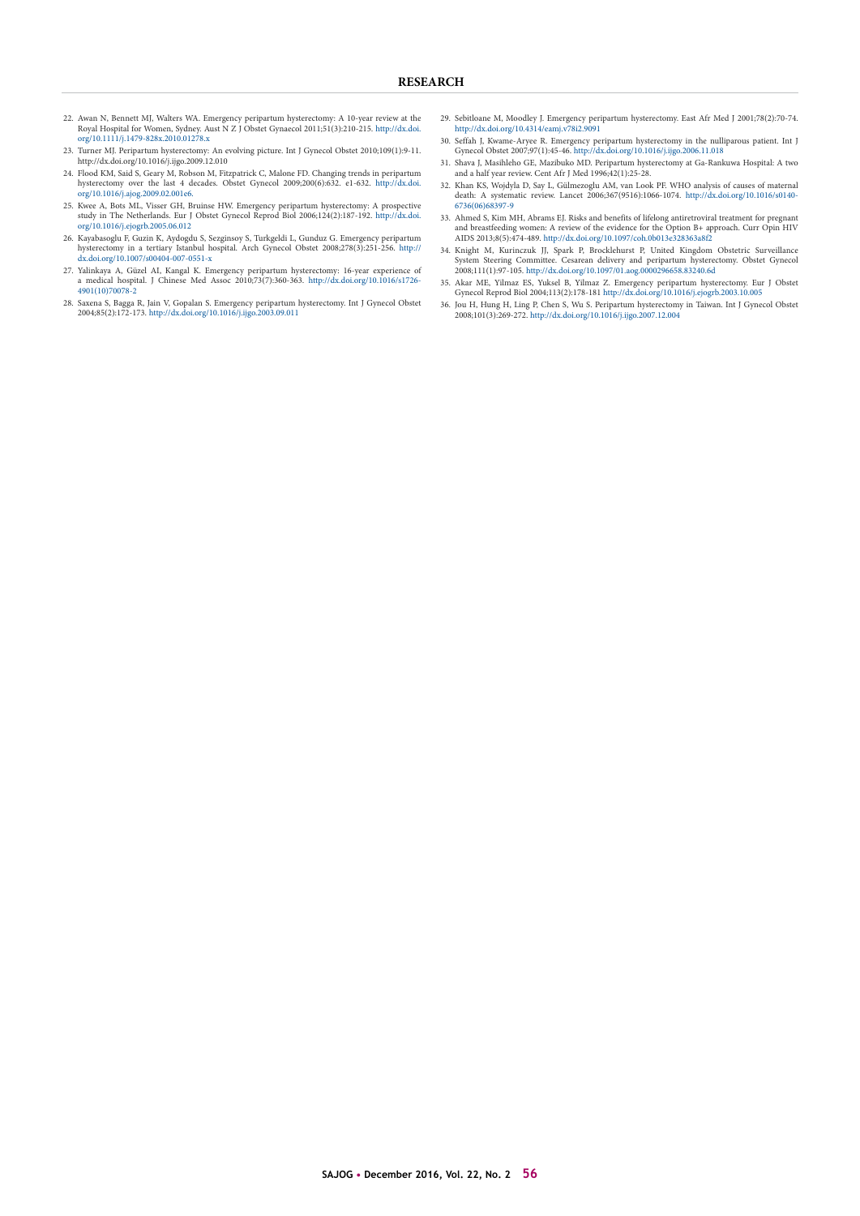22. Awan N, Bennett MJ, Walters WA. Emergency peripartum hysterectomy: A 10-year review at the Royal Hospital for Women, Sydney. Aust N Z J Obstet Gynaecol 2011;51(3):210-215. http://dx.doi.org/10.1111/j.1479-828x.2010.01278.x
23. Turner MJ. Peripartum hysterectomy: An evolving picture. Int J Gynecol Obstet 2010;109(1):9-11. http://dx.doi.org/10.1016/j.ijgo.2009.12.010
24. Flood KM, Said S, Geary M, Robson M, Fitzpatrick C, Malone FD. Changing trends in peripartum hysterectomy over the last 4 decades. Obstet Gynecol 2009;200(6):632. e1-632. http://dx.doi.org/10.1016/j.ajog.2009.02.001e6.
25. Kwee A, Bots ML, Visser GH, Bruinse HW. Emergency peripartum hysterectomy: A prospective study in The Netherlands. Eur J Obstet Gynecol Reprod Biol 2006;124(2):187-192. http://dx.doi.org/10.1016/j.ejogrb.2005.06.012
26. Kayabasoglu F, Guzin K, Aydogdu S, Sezginsoy S, Turkgeldi L, Gunduz G. Emergency peripartum hysterectomy in a tertiary Istanbul hospital. Arch Gynecol Obstet 2008;278(3):251-256. http://dx.doi.org/10.1007/s00404-007-0551-x
27. Yalinkaya A, Güzel AI, Kangal K. Emergency peripartum hysterectomy: 16-year experience of a medical hospital. J Chinese Med Assoc 2010;73(7):360-363. http://dx.doi.org/10.1016/s1726-4901(10)70078-2
28. Saxena S, Bagga R, Jain V, Gopalan S. Emergency peripartum hysterectomy. Int J Gynecol Obstet 2004;85(2):172-173. http://dx.doi.org/10.1016/j.ijgo.2003.09.011
29. Sebitloane M, Moodley J. Emergency peripartum hysterectomy. East Afr Med J 2001;78(2):70-74. http://dx.doi.org/10.4314/eamj.v78i2.9091
30. Seffah J, Kwame-Aryee R. Emergency peripartum hysterectomy in the nulliparous patient. Int J Gynecol Obstet 2007;97(1):45-46. http://dx.doi.org/10.1016/j.ijgo.2006.11.018
31. Shava J, Masihleho GE, Mazibuko MD. Peripartum hysterectomy at Ga-Rankuwa Hospital: A two and a half year review. Cent Afr J Med 1996;42(1):25-28.
32. Khan KS, Wojdyla D, Say L, Gülmezoglu AM, van Look PF. WHO analysis of causes of maternal death: A systematic review. Lancet 2006;367(9516):1066-1074. http://dx.doi.org/10.1016/s0140-6736(06)68397-9
33. Ahmed S, Kim MH, Abrams EJ. Risks and benefits of lifelong antiretroviral treatment for pregnant and breastfeeding women: A review of the evidence for the Option B+ approach. Curr Opin HIV AIDS 2013;8(5):474-489. http://dx.doi.org/10.1097/coh.0b013e328363a8f2
34. Knight M, Kurinczuk JJ, Spark P, Brocklehurst P, United Kingdom Obstetric Surveillance System Steering Committee. Cesarean delivery and peripartum hysterectomy. Obstet Gynecol 2008;111(1):97-105. http://dx.doi.org/10.1097/01.aog.0000296658.83240.6d
35. Akar ME, Yilmaz ES, Yuksel B, Yilmaz Z. Emergency peripartum hysterectomy. Eur J Obstet Gynecol Reprod Biol 2004;113(2):178-181 http://dx.doi.org/10.1016/j.ejogrb.2003.10.005
36. Jou H, Hung H, Ling P, Chen S, Wu S. Peripartum hysterectomy in Taiwan. Int J Gynecol Obstet 2008;101(3):269-272. http://dx.doi.org/10.1016/j.ijgo.2007.12.004